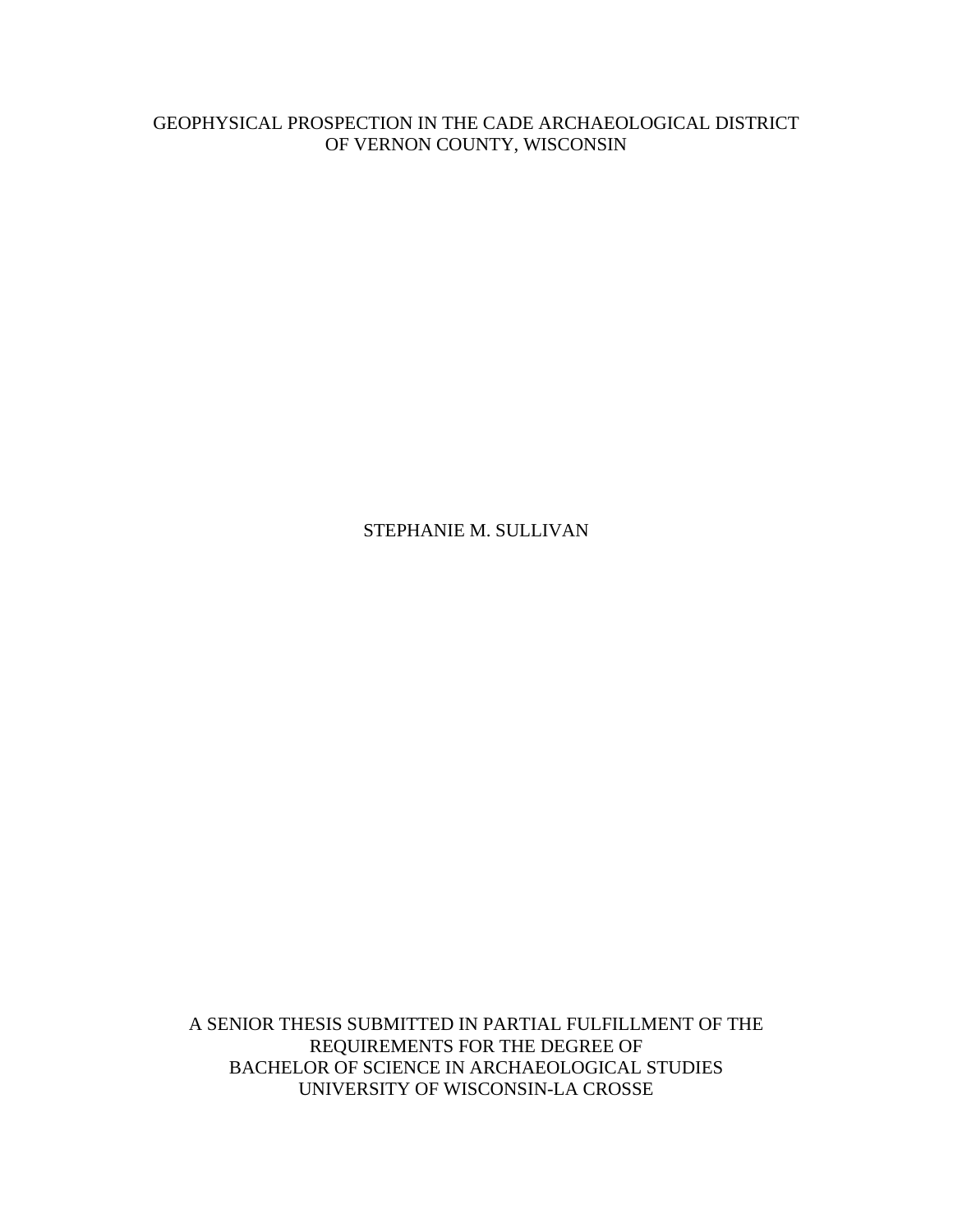# GEOPHYSICAL PROSPECTION IN THE CADE ARCHAEOLOGICAL DISTRICT OF VERNON COUNTY, WISCONSIN

STEPHANIE M. SULLIVAN

A SENIOR THESIS SUBMITTED IN PARTIAL FULFILLMENT OF THE REQUIREMENTS FOR THE DEGREE OF
BACHELOR OF SCIENCE IN ARCHAEOLOGICAL STUDIES
UNIVERSITY OF WISCONSIN-LA CROSSE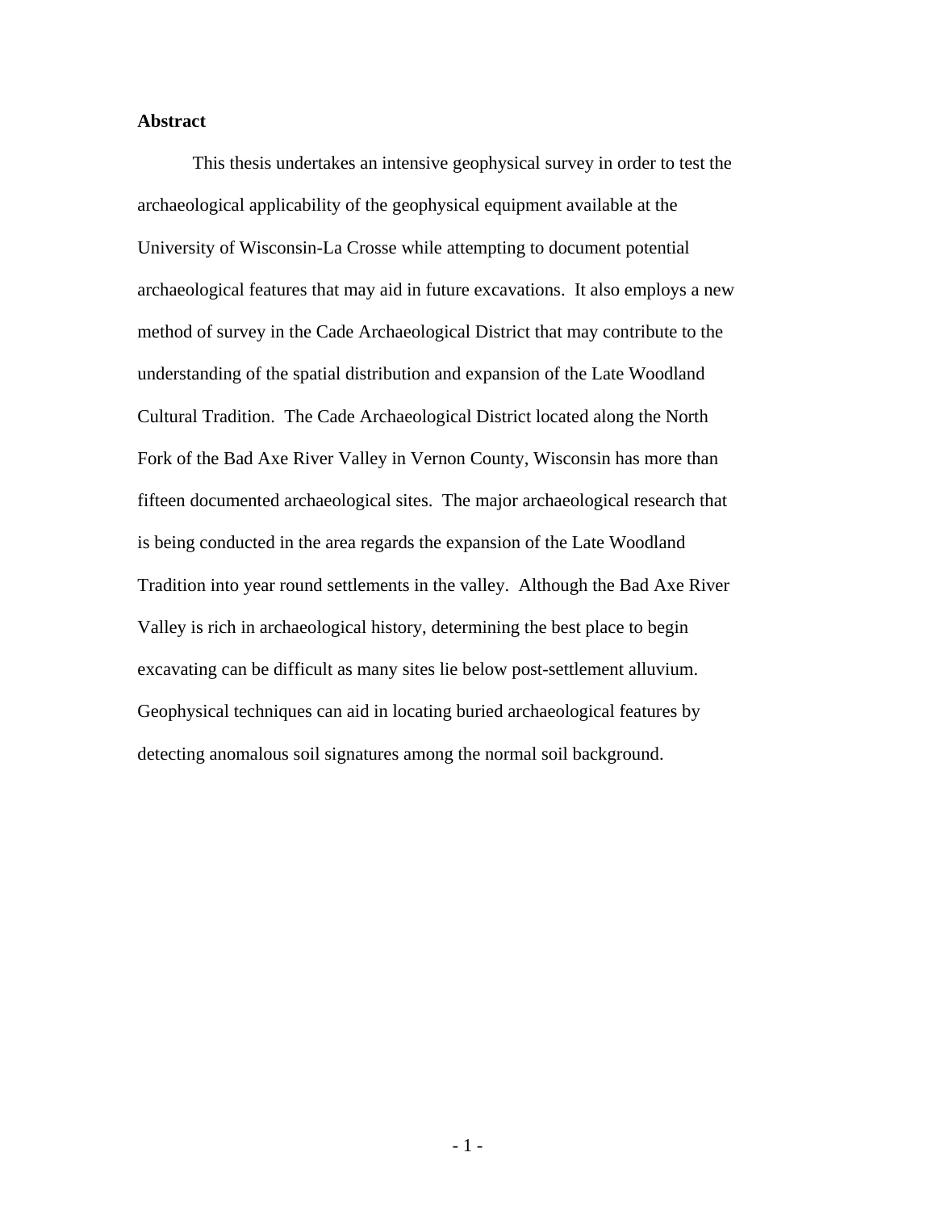**Abstract**

This thesis undertakes an intensive geophysical survey in order to test the archaeological applicability of the geophysical equipment available at the University of Wisconsin-La Crosse while attempting to document potential archaeological features that may aid in future excavations. It also employs a new method of survey in the Cade Archaeological District that may contribute to the understanding of the spatial distribution and expansion of the Late Woodland Cultural Tradition. The Cade Archaeological District located along the North Fork of the Bad Axe River Valley in Vernon County, Wisconsin has more than fifteen documented archaeological sites. The major archaeological research that is being conducted in the area regards the expansion of the Late Woodland Tradition into year round settlements in the valley. Although the Bad Axe River Valley is rich in archaeological history, determining the best place to begin excavating can be difficult as many sites lie below post-settlement alluvium. Geophysical techniques can aid in locating buried archaeological features by detecting anomalous soil signatures among the normal soil background.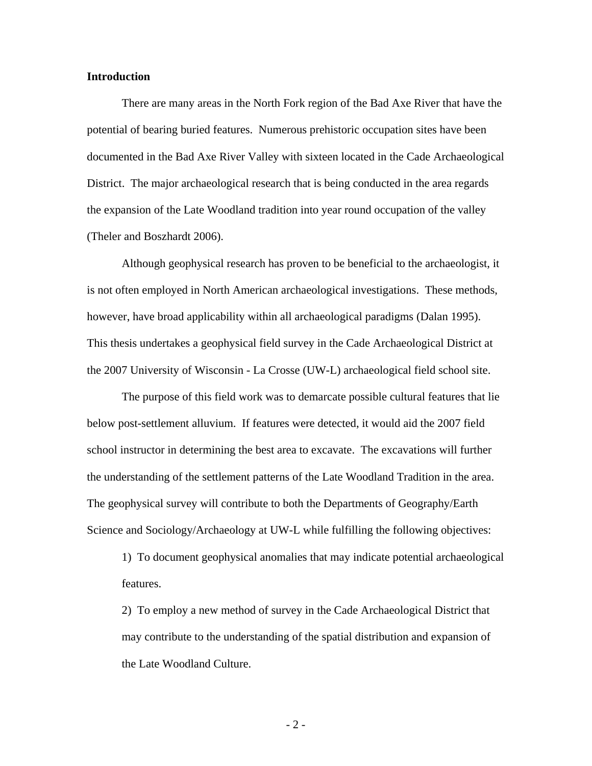## Introduction

There are many areas in the North Fork region of the Bad Axe River that have the potential of bearing buried features. Numerous prehistoric occupation sites have been documented in the Bad Axe River Valley with sixteen located in the Cade Archaeological District. The major archaeological research that is being conducted in the area regards the expansion of the Late Woodland tradition into year round occupation of the valley (Theler and Boszhardt 2006).

Although geophysical research has proven to be beneficial to the archaeologist, it is not often employed in North American archaeological investigations. These methods, however, have broad applicability within all archaeological paradigms (Dalan 1995). This thesis undertakes a geophysical field survey in the Cade Archaeological District at the 2007 University of Wisconsin - La Crosse (UW-L) archaeological field school site.

The purpose of this field work was to demarcate possible cultural features that lie below post-settlement alluvium. If features were detected, it would aid the 2007 field school instructor in determining the best area to excavate. The excavations will further the understanding of the settlement patterns of the Late Woodland Tradition in the area. The geophysical survey will contribute to both the Departments of Geography/Earth Science and Sociology/Archaeology at UW-L while fulfilling the following objectives:

1) To document geophysical anomalies that may indicate potential archaeological features.

2) To employ a new method of survey in the Cade Archaeological District that may contribute to the understanding of the spatial distribution and expansion of the Late Woodland Culture.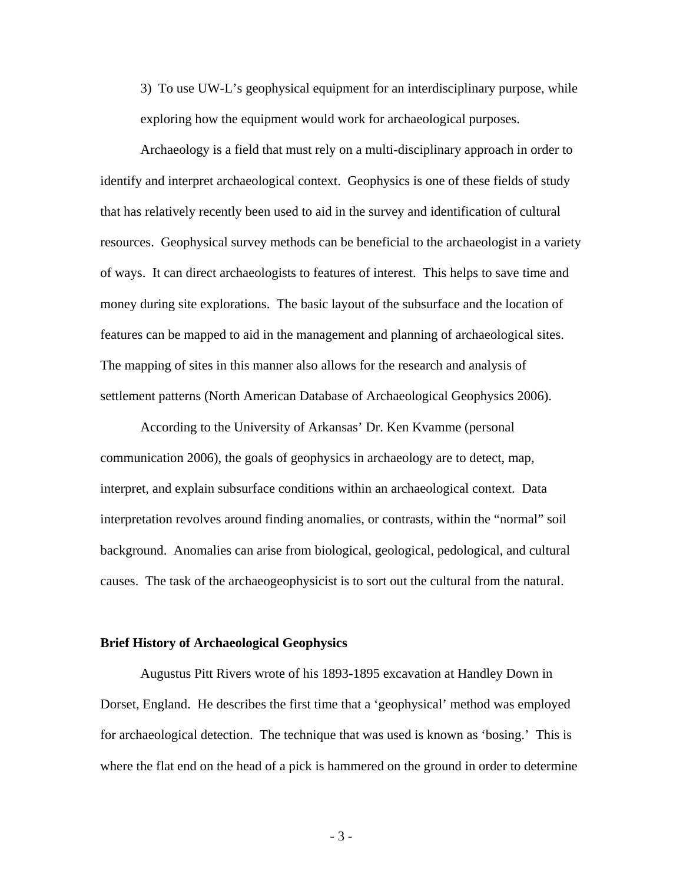3) To use UW-L's geophysical equipment for an interdisciplinary purpose, while exploring how the equipment would work for archaeological purposes.

Archaeology is a field that must rely on a multi-disciplinary approach in order to identify and interpret archaeological context. Geophysics is one of these fields of study that has relatively recently been used to aid in the survey and identification of cultural resources. Geophysical survey methods can be beneficial to the archaeologist in a variety of ways. It can direct archaeologists to features of interest. This helps to save time and money during site explorations. The basic layout of the subsurface and the location of features can be mapped to aid in the management and planning of archaeological sites. The mapping of sites in this manner also allows for the research and analysis of settlement patterns (North American Database of Archaeological Geophysics 2006).

According to the University of Arkansas' Dr. Ken Kvamme (personal communication 2006), the goals of geophysics in archaeology are to detect, map, interpret, and explain subsurface conditions within an archaeological context. Data interpretation revolves around finding anomalies, or contrasts, within the "normal" soil background. Anomalies can arise from biological, geological, pedological, and cultural causes. The task of the archaeogeophysicist is to sort out the cultural from the natural.

**Brief History of Archaeological Geophysics**

Augustus Pitt Rivers wrote of his 1893-1895 excavation at Handley Down in Dorset, England. He describes the first time that a 'geophysical' method was employed for archaeological detection. The technique that was used is known as 'bosing.' This is where the flat end on the head of a pick is hammered on the ground in order to determine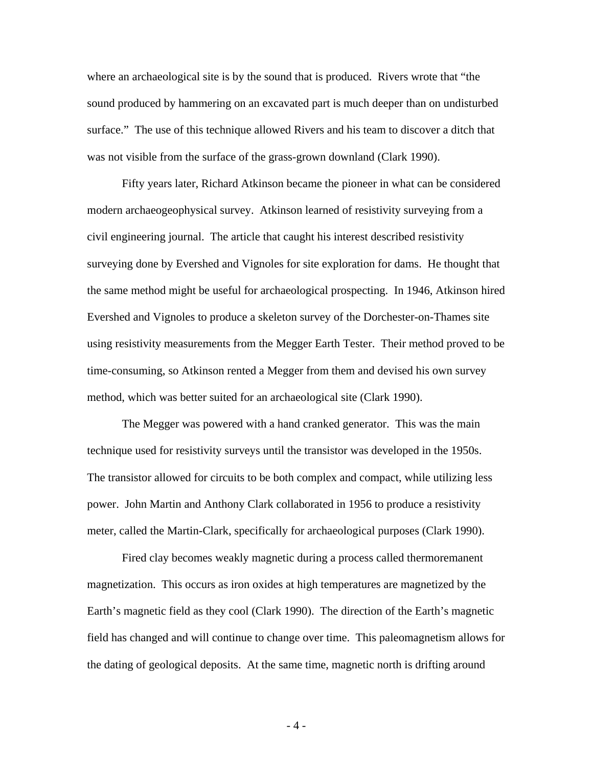where an archaeological site is by the sound that is produced. Rivers wrote that "the sound produced by hammering on an excavated part is much deeper than on undisturbed surface." The use of this technique allowed Rivers and his team to discover a ditch that was not visible from the surface of the grass-grown downland (Clark 1990).

Fifty years later, Richard Atkinson became the pioneer in what can be considered modern archaeogeophysical survey. Atkinson learned of resistivity surveying from a civil engineering journal. The article that caught his interest described resistivity surveying done by Evershed and Vignoles for site exploration for dams. He thought that the same method might be useful for archaeological prospecting. In 1946, Atkinson hired Evershed and Vignoles to produce a skeleton survey of the Dorchester-on-Thames site using resistivity measurements from the Megger Earth Tester. Their method proved to be time-consuming, so Atkinson rented a Megger from them and devised his own survey method, which was better suited for an archaeological site (Clark 1990).

The Megger was powered with a hand cranked generator. This was the main technique used for resistivity surveys until the transistor was developed in the 1950s. The transistor allowed for circuits to be both complex and compact, while utilizing less power. John Martin and Anthony Clark collaborated in 1956 to produce a resistivity meter, called the Martin-Clark, specifically for archaeological purposes (Clark 1990).

Fired clay becomes weakly magnetic during a process called thermoremanent magnetization. This occurs as iron oxides at high temperatures are magnetized by the Earth's magnetic field as they cool (Clark 1990). The direction of the Earth's magnetic field has changed and will continue to change over time. This paleomagnetism allows for the dating of geological deposits. At the same time, magnetic north is drifting around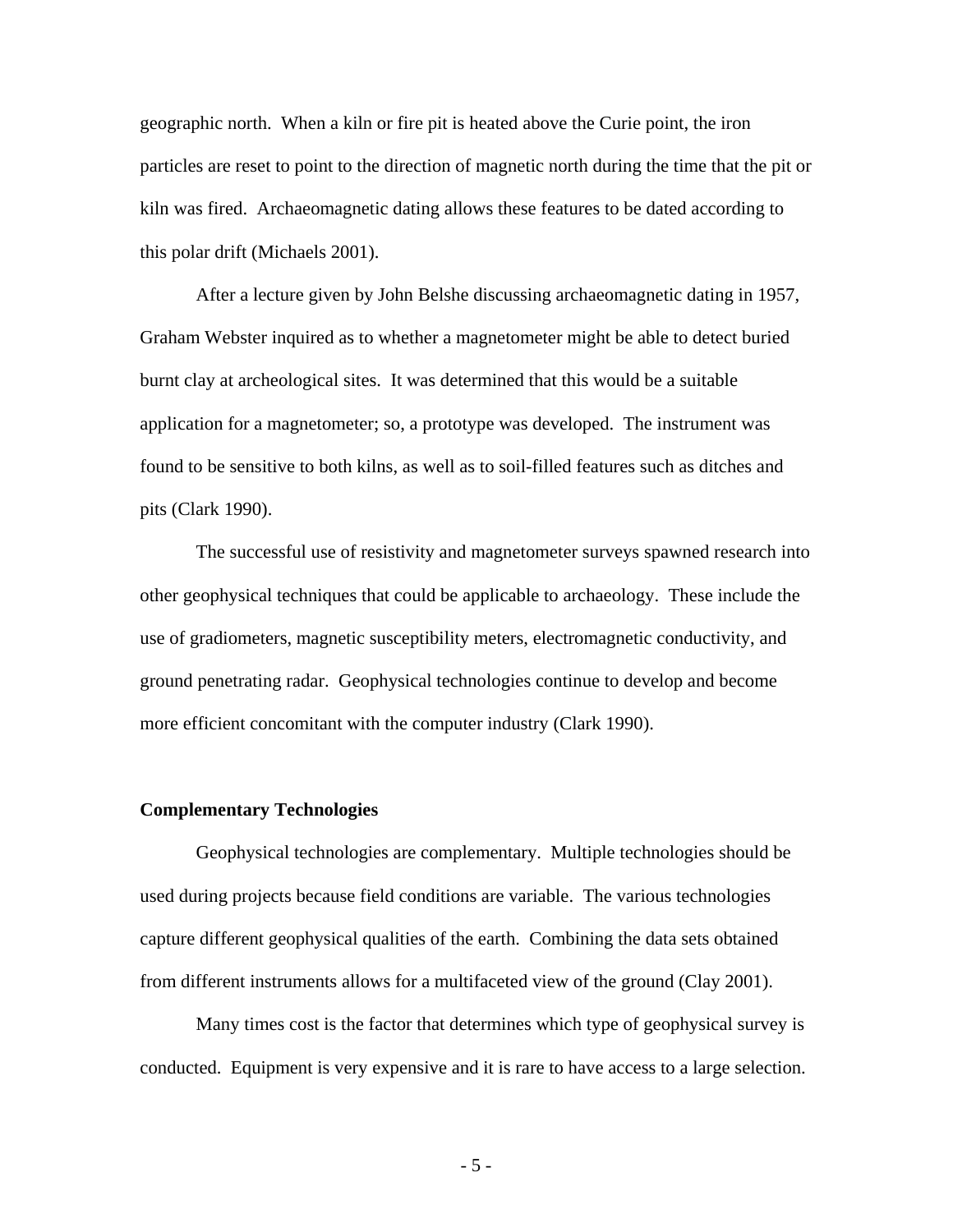geographic north. When a kiln or fire pit is heated above the Curie point, the iron particles are reset to point to the direction of magnetic north during the time that the pit or kiln was fired. Archaeomagnetic dating allows these features to be dated according to this polar drift (Michaels 2001).

After a lecture given by John Belshe discussing archaeomagnetic dating in 1957, Graham Webster inquired as to whether a magnetometer might be able to detect buried burnt clay at archeological sites. It was determined that this would be a suitable application for a magnetometer; so, a prototype was developed. The instrument was found to be sensitive to both kilns, as well as to soil-filled features such as ditches and pits (Clark 1990).

The successful use of resistivity and magnetometer surveys spawned research into other geophysical techniques that could be applicable to archaeology. These include the use of gradiometers, magnetic susceptibility meters, electromagnetic conductivity, and ground penetrating radar. Geophysical technologies continue to develop and become more efficient concomitant with the computer industry (Clark 1990).

**Complementary Technologies**

Geophysical technologies are complementary. Multiple technologies should be used during projects because field conditions are variable. The various technologies capture different geophysical qualities of the earth. Combining the data sets obtained from different instruments allows for a multifaceted view of the ground (Clay 2001).

Many times cost is the factor that determines which type of geophysical survey is conducted. Equipment is very expensive and it is rare to have access to a large selection.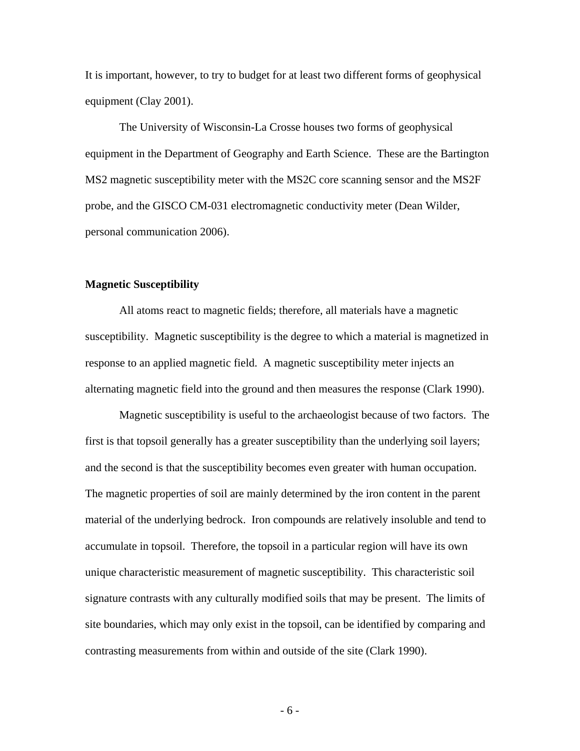It is important, however, to try to budget for at least two different forms of geophysical equipment (Clay 2001).

The University of Wisconsin-La Crosse houses two forms of geophysical equipment in the Department of Geography and Earth Science. These are the Bartington MS2 magnetic susceptibility meter with the MS2C core scanning sensor and the MS2F probe, and the GISCO CM-031 electromagnetic conductivity meter (Dean Wilder, personal communication 2006).

### Magnetic Susceptibility

All atoms react to magnetic fields; therefore, all materials have a magnetic susceptibility. Magnetic susceptibility is the degree to which a material is magnetized in response to an applied magnetic field. A magnetic susceptibility meter injects an alternating magnetic field into the ground and then measures the response (Clark 1990).

Magnetic susceptibility is useful to the archaeologist because of two factors. The first is that topsoil generally has a greater susceptibility than the underlying soil layers; and the second is that the susceptibility becomes even greater with human occupation. The magnetic properties of soil are mainly determined by the iron content in the parent material of the underlying bedrock. Iron compounds are relatively insoluble and tend to accumulate in topsoil. Therefore, the topsoil in a particular region will have its own unique characteristic measurement of magnetic susceptibility. This characteristic soil signature contrasts with any culturally modified soils that may be present. The limits of site boundaries, which may only exist in the topsoil, can be identified by comparing and contrasting measurements from within and outside of the site (Clark 1990).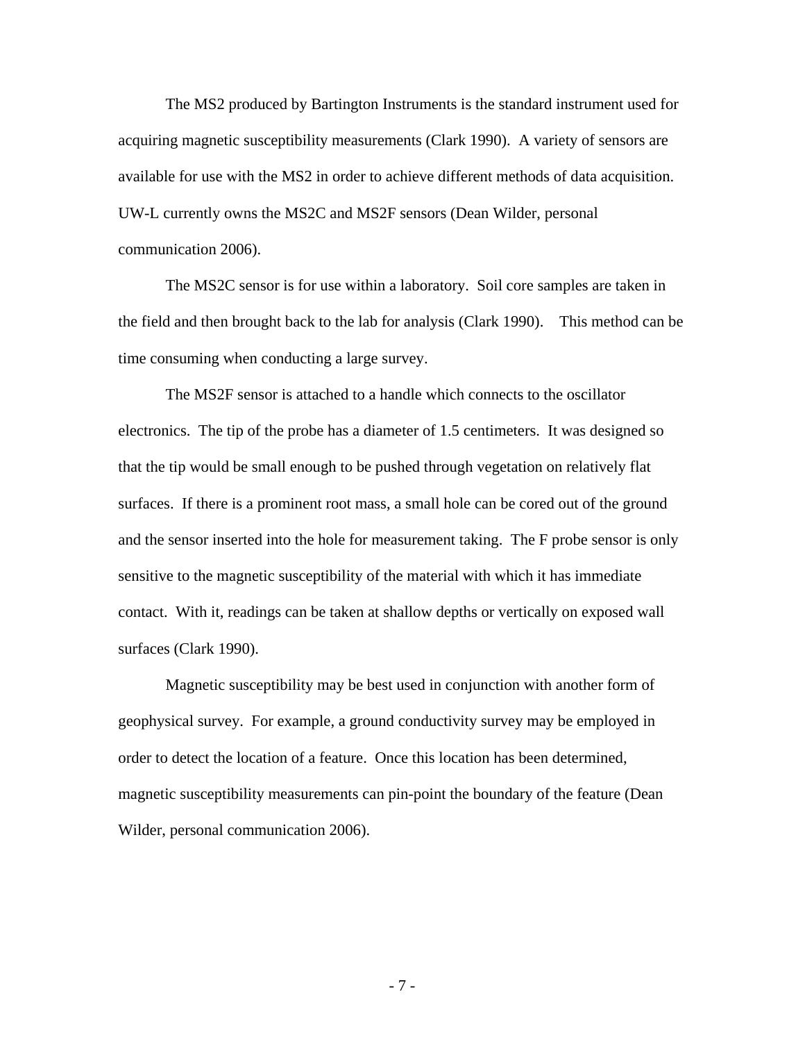The MS2 produced by Bartington Instruments is the standard instrument used for acquiring magnetic susceptibility measurements (Clark 1990). A variety of sensors are available for use with the MS2 in order to achieve different methods of data acquisition. UW-L currently owns the MS2C and MS2F sensors (Dean Wilder, personal communication 2006).

The MS2C sensor is for use within a laboratory. Soil core samples are taken in the field and then brought back to the lab for analysis (Clark 1990). This method can be time consuming when conducting a large survey.

The MS2F sensor is attached to a handle which connects to the oscillator electronics. The tip of the probe has a diameter of 1.5 centimeters. It was designed so that the tip would be small enough to be pushed through vegetation on relatively flat surfaces. If there is a prominent root mass, a small hole can be cored out of the ground and the sensor inserted into the hole for measurement taking. The F probe sensor is only sensitive to the magnetic susceptibility of the material with which it has immediate contact. With it, readings can be taken at shallow depths or vertically on exposed wall surfaces (Clark 1990).

Magnetic susceptibility may be best used in conjunction with another form of geophysical survey. For example, a ground conductivity survey may be employed in order to detect the location of a feature. Once this location has been determined, magnetic susceptibility measurements can pin-point the boundary of the feature (Dean Wilder, personal communication 2006).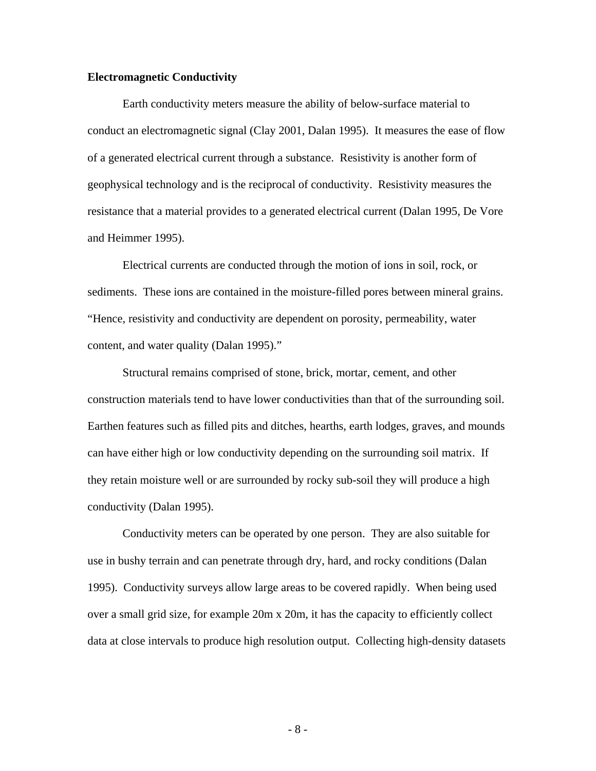**Electromagnetic Conductivity**

Earth conductivity meters measure the ability of below-surface material to conduct an electromagnetic signal (Clay 2001, Dalan 1995). It measures the ease of flow of a generated electrical current through a substance. Resistivity is another form of geophysical technology and is the reciprocal of conductivity. Resistivity measures the resistance that a material provides to a generated electrical current (Dalan 1995, De Vore and Heimmer 1995).

Electrical currents are conducted through the motion of ions in soil, rock, or sediments. These ions are contained in the moisture-filled pores between mineral grains. "Hence, resistivity and conductivity are dependent on porosity, permeability, water content, and water quality (Dalan 1995)."

Structural remains comprised of stone, brick, mortar, cement, and other construction materials tend to have lower conductivities than that of the surrounding soil. Earthen features such as filled pits and ditches, hearths, earth lodges, graves, and mounds can have either high or low conductivity depending on the surrounding soil matrix. If they retain moisture well or are surrounded by rocky sub-soil they will produce a high conductivity (Dalan 1995).

Conductivity meters can be operated by one person. They are also suitable for use in bushy terrain and can penetrate through dry, hard, and rocky conditions (Dalan 1995). Conductivity surveys allow large areas to be covered rapidly. When being used over a small grid size, for example 20m x 20m, it has the capacity to efficiently collect data at close intervals to produce high resolution output. Collecting high-density datasets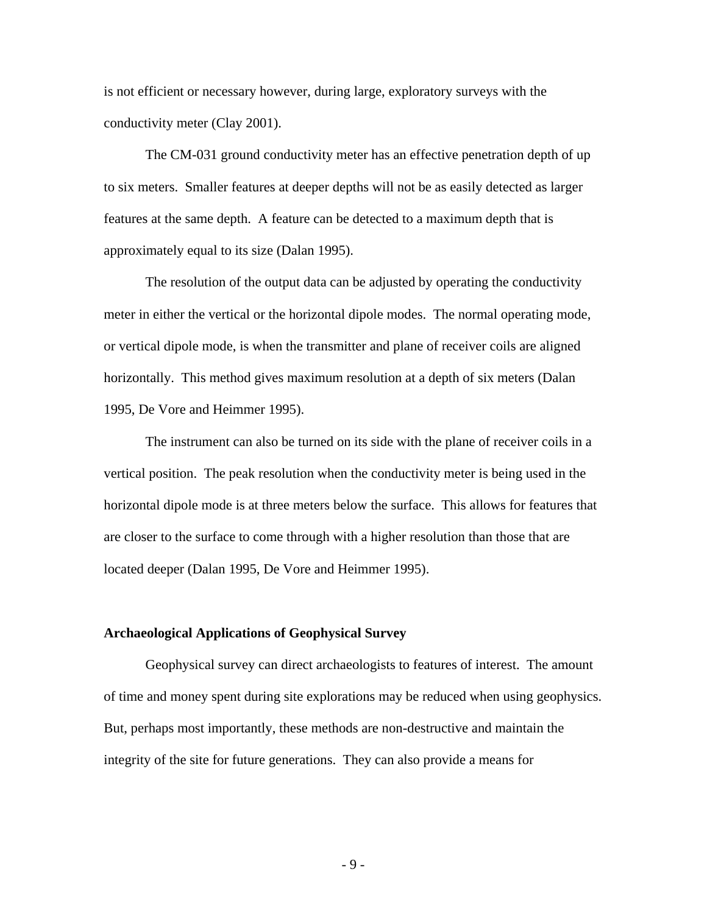is not efficient or necessary however, during large, exploratory surveys with the conductivity meter (Clay 2001).

The CM-031 ground conductivity meter has an effective penetration depth of up to six meters. Smaller features at deeper depths will not be as easily detected as larger features at the same depth. A feature can be detected to a maximum depth that is approximately equal to its size (Dalan 1995).

The resolution of the output data can be adjusted by operating the conductivity meter in either the vertical or the horizontal dipole modes. The normal operating mode, or vertical dipole mode, is when the transmitter and plane of receiver coils are aligned horizontally. This method gives maximum resolution at a depth of six meters (Dalan 1995, De Vore and Heimmer 1995).

The instrument can also be turned on its side with the plane of receiver coils in a vertical position. The peak resolution when the conductivity meter is being used in the horizontal dipole mode is at three meters below the surface. This allows for features that are closer to the surface to come through with a higher resolution than those that are located deeper (Dalan 1995, De Vore and Heimmer 1995).

## Archaeological Applications of Geophysical Survey

Geophysical survey can direct archaeologists to features of interest. The amount of time and money spent during site explorations may be reduced when using geophysics. But, perhaps most importantly, these methods are non-destructive and maintain the integrity of the site for future generations. They can also provide a means for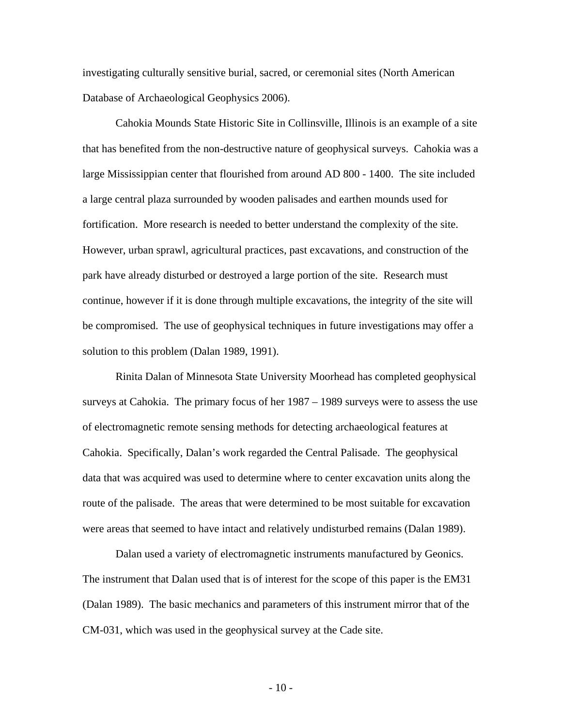investigating culturally sensitive burial, sacred, or ceremonial sites (North American Database of Archaeological Geophysics 2006).

Cahokia Mounds State Historic Site in Collinsville, Illinois is an example of a site that has benefited from the non-destructive nature of geophysical surveys. Cahokia was a large Mississippian center that flourished from around AD 800 - 1400. The site included a large central plaza surrounded by wooden palisades and earthen mounds used for fortification. More research is needed to better understand the complexity of the site. However, urban sprawl, agricultural practices, past excavations, and construction of the park have already disturbed or destroyed a large portion of the site. Research must continue, however if it is done through multiple excavations, the integrity of the site will be compromised. The use of geophysical techniques in future investigations may offer a solution to this problem (Dalan 1989, 1991).

Rinita Dalan of Minnesota State University Moorhead has completed geophysical surveys at Cahokia. The primary focus of her 1987 – 1989 surveys were to assess the use of electromagnetic remote sensing methods for detecting archaeological features at Cahokia. Specifically, Dalan's work regarded the Central Palisade. The geophysical data that was acquired was used to determine where to center excavation units along the route of the palisade. The areas that were determined to be most suitable for excavation were areas that seemed to have intact and relatively undisturbed remains (Dalan 1989).

Dalan used a variety of electromagnetic instruments manufactured by Geonics. The instrument that Dalan used that is of interest for the scope of this paper is the EM31 (Dalan 1989). The basic mechanics and parameters of this instrument mirror that of the CM-031, which was used in the geophysical survey at the Cade site.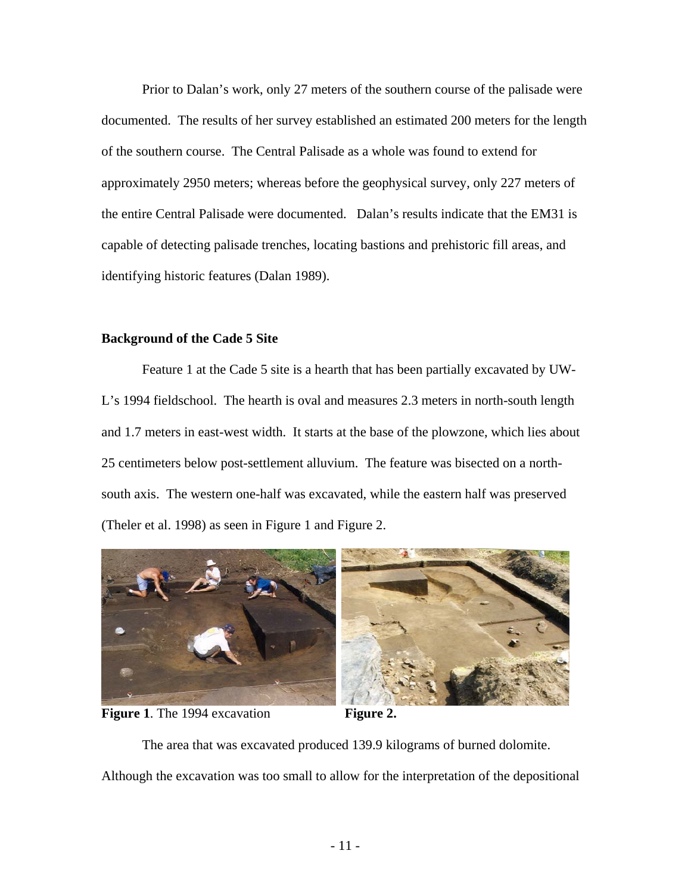Prior to Dalan's work, only 27 meters of the southern course of the palisade were documented. The results of her survey established an estimated 200 meters for the length of the southern course. The Central Palisade as a whole was found to extend for approximately 2950 meters; whereas before the geophysical survey, only 227 meters of the entire Central Palisade were documented. Dalan's results indicate that the EM31 is capable of detecting palisade trenches, locating bastions and prehistoric fill areas, and identifying historic features (Dalan 1989).

### Background of the Cade 5 Site

Feature 1 at the Cade 5 site is a hearth that has been partially excavated by UW-L's 1994 fieldschool. The hearth is oval and measures 2.3 meters in north-south length and 1.7 meters in east-west width. It starts at the base of the plowzone, which lies about 25 centimeters below post-settlement alluvium. The feature was bisected on a north-south axis. The western one-half was excavated, while the eastern half was preserved (Theler et al. 1998) as seen in Figure 1 and Figure 2.

**Figure 1**. The 1994 excavation

**Figure 2.**

The area that was excavated produced 139.9 kilograms of burned dolomite. Although the excavation was too small to allow for the interpretation of the depositional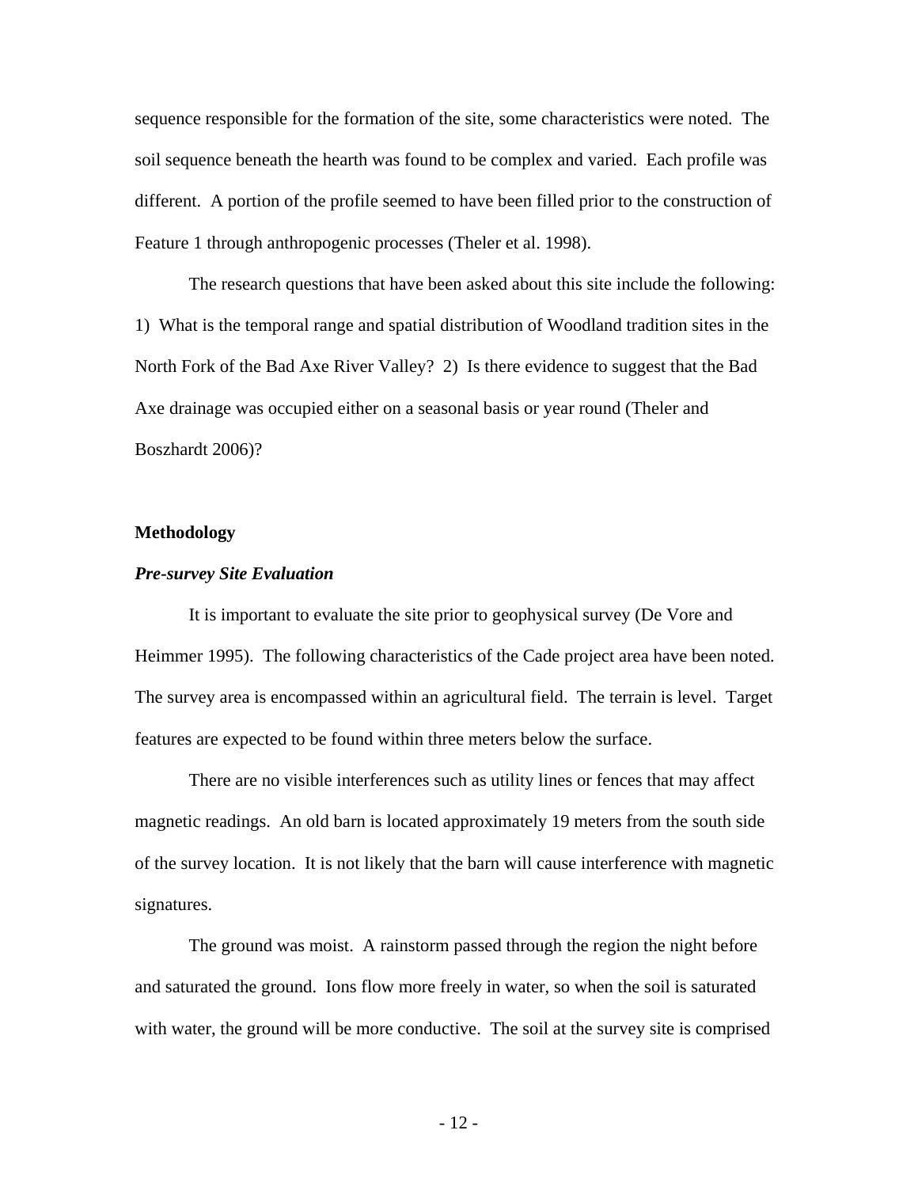sequence responsible for the formation of the site, some characteristics were noted. The soil sequence beneath the hearth was found to be complex and varied. Each profile was different. A portion of the profile seemed to have been filled prior to the construction of Feature 1 through anthropogenic processes (Theler et al. 1998).

The research questions that have been asked about this site include the following: 1) What is the temporal range and spatial distribution of Woodland tradition sites in the North Fork of the Bad Axe River Valley? 2) Is there evidence to suggest that the Bad Axe drainage was occupied either on a seasonal basis or year round (Theler and Boszhardt 2006)?

## Methodology

### *Pre-survey Site Evaluation*

It is important to evaluate the site prior to geophysical survey (De Vore and Heimmer 1995). The following characteristics of the Cade project area have been noted. The survey area is encompassed within an agricultural field. The terrain is level. Target features are expected to be found within three meters below the surface.

There are no visible interferences such as utility lines or fences that may affect magnetic readings. An old barn is located approximately 19 meters from the south side of the survey location. It is not likely that the barn will cause interference with magnetic signatures.

The ground was moist. A rainstorm passed through the region the night before and saturated the ground. Ions flow more freely in water, so when the soil is saturated with water, the ground will be more conductive. The soil at the survey site is comprised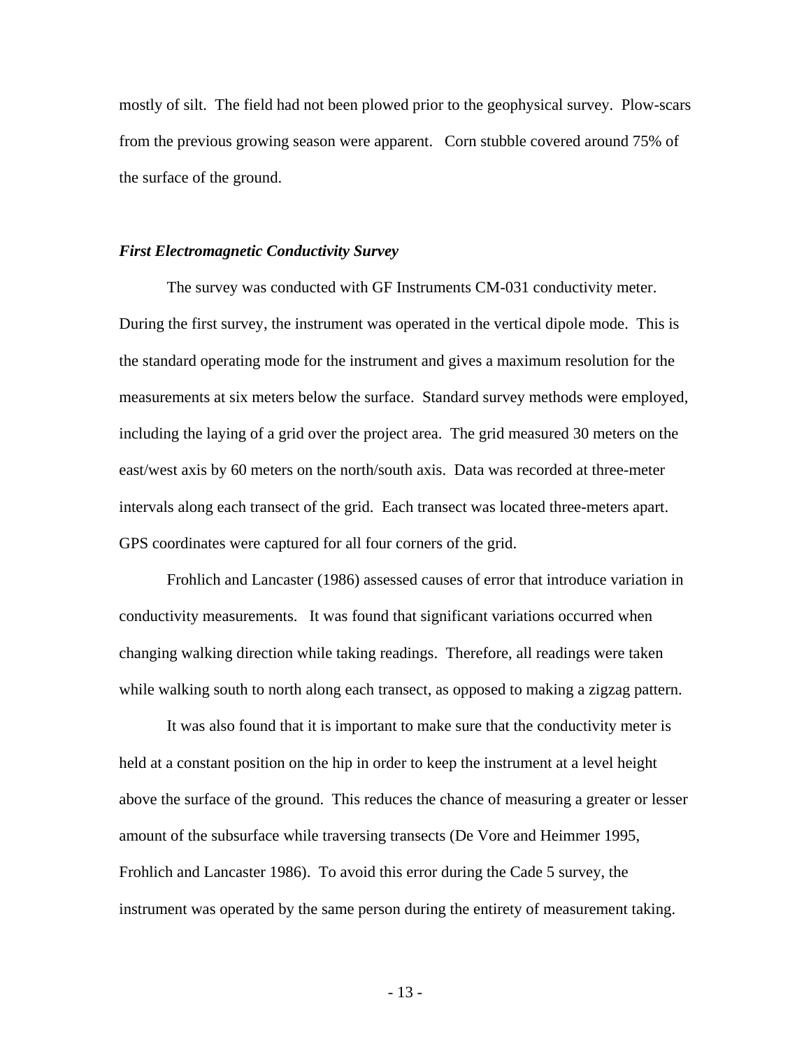mostly of silt. The field had not been plowed prior to the geophysical survey. Plow-scars from the previous growing season were apparent. Corn stubble covered around 75% of the surface of the ground.

### *First Electromagnetic Conductivity Survey*

The survey was conducted with GF Instruments CM-031 conductivity meter. During the first survey, the instrument was operated in the vertical dipole mode. This is the standard operating mode for the instrument and gives a maximum resolution for the measurements at six meters below the surface. Standard survey methods were employed, including the laying of a grid over the project area. The grid measured 30 meters on the east/west axis by 60 meters on the north/south axis. Data was recorded at three-meter intervals along each transect of the grid. Each transect was located three-meters apart. GPS coordinates were captured for all four corners of the grid.

Frohlich and Lancaster (1986) assessed causes of error that introduce variation in conductivity measurements. It was found that significant variations occurred when changing walking direction while taking readings. Therefore, all readings were taken while walking south to north along each transect, as opposed to making a zigzag pattern.

It was also found that it is important to make sure that the conductivity meter is held at a constant position on the hip in order to keep the instrument at a level height above the surface of the ground. This reduces the chance of measuring a greater or lesser amount of the subsurface while traversing transects (De Vore and Heimmer 1995, Frohlich and Lancaster 1986). To avoid this error during the Cade 5 survey, the instrument was operated by the same person during the entirety of measurement taking.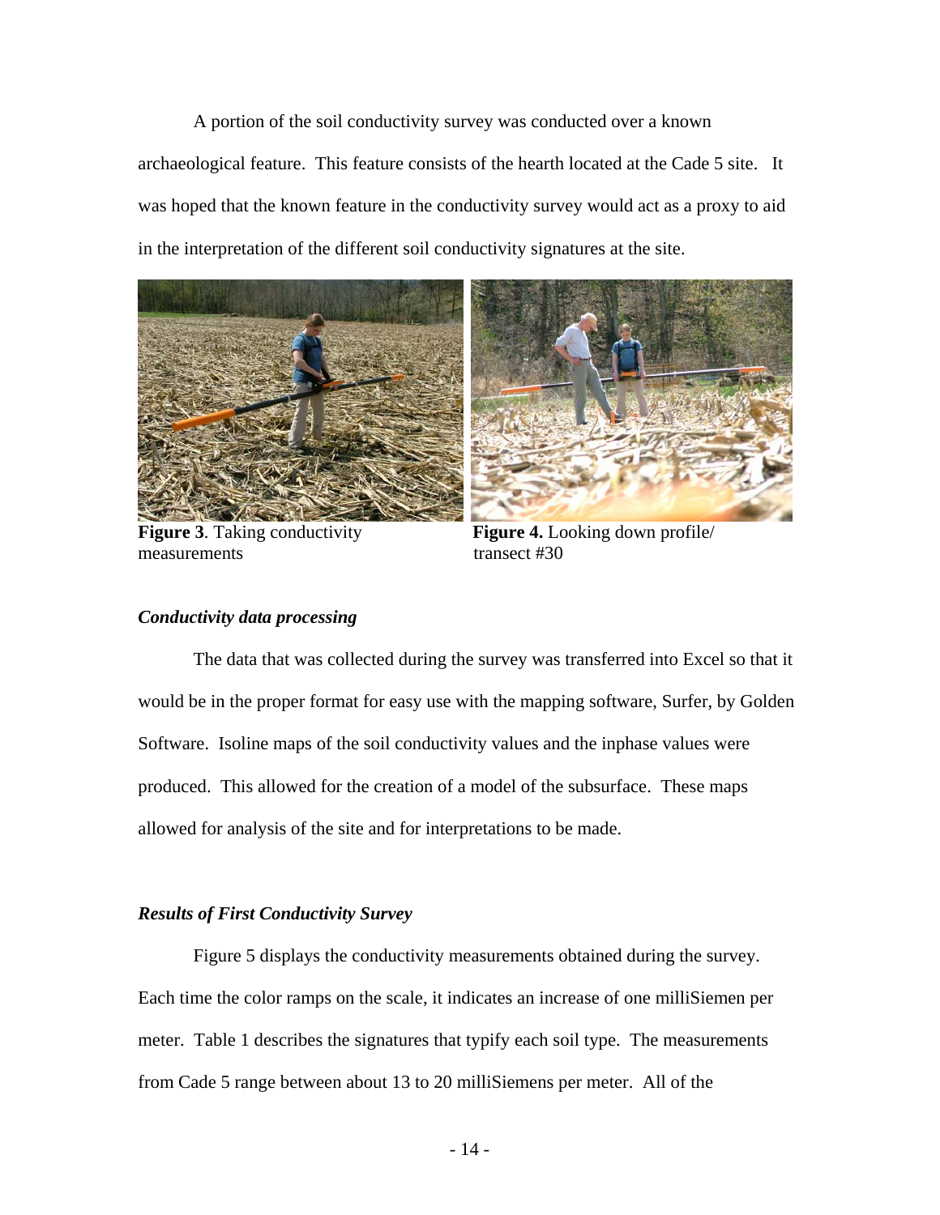A portion of the soil conductivity survey was conducted over a known archaeological feature. This feature consists of the hearth located at the Cade 5 site. It was hoped that the known feature in the conductivity survey would act as a proxy to aid in the interpretation of the different soil conductivity signatures at the site.

**Figure 3**. Taking conductivity measurements

**Figure 4.** Looking down profile/ transect #30

### *Conductivity data processing*

The data that was collected during the survey was transferred into Excel so that it would be in the proper format for easy use with the mapping software, Surfer, by Golden Software. Isoline maps of the soil conductivity values and the inphase values were produced. This allowed for the creation of a model of the subsurface. These maps allowed for analysis of the site and for interpretations to be made.

### *Results of First Conductivity Survey*

Figure 5 displays the conductivity measurements obtained during the survey. Each time the color ramps on the scale, it indicates an increase of one milliSiemen per meter. Table 1 describes the signatures that typify each soil type. The measurements from Cade 5 range between about 13 to 20 milliSiemens per meter. All of the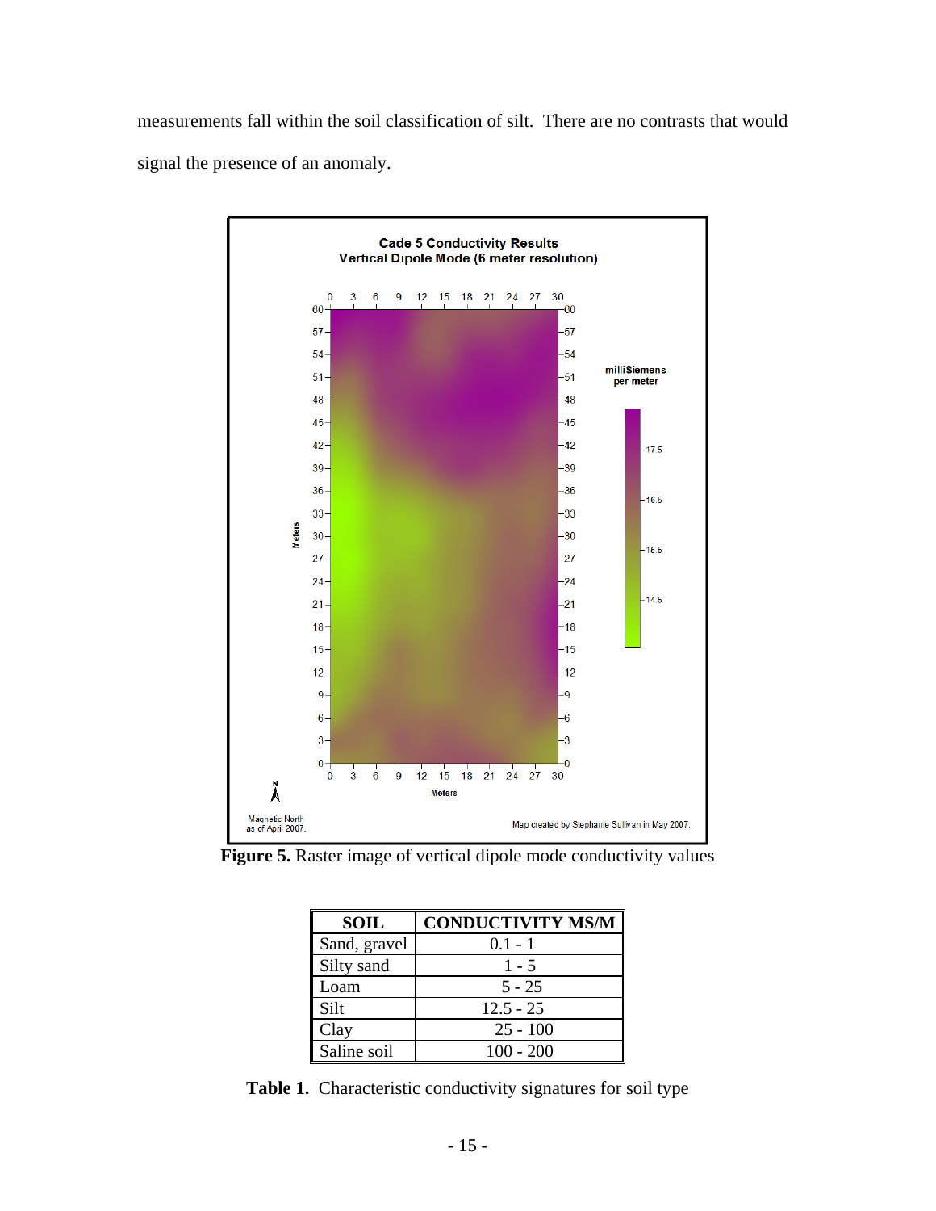measurements fall within the soil classification of silt. There are no contrasts that would signal the presence of an anomaly.

**Figure 5.** Raster image of vertical dipole mode conductivity values

| SOIL | CONDUCTIVITY MS/M |
|---|---|
| Sand, gravel | 0.1 - 1 |
| Silty sand | 1 - 5 |
| Loam | 5 - 25 |
| Silt | 12.5 - 25 |
| Clay | 25 - 100 |
| Saline soil | 100 - 200 |

**Table 1.** Characteristic conductivity signatures for soil type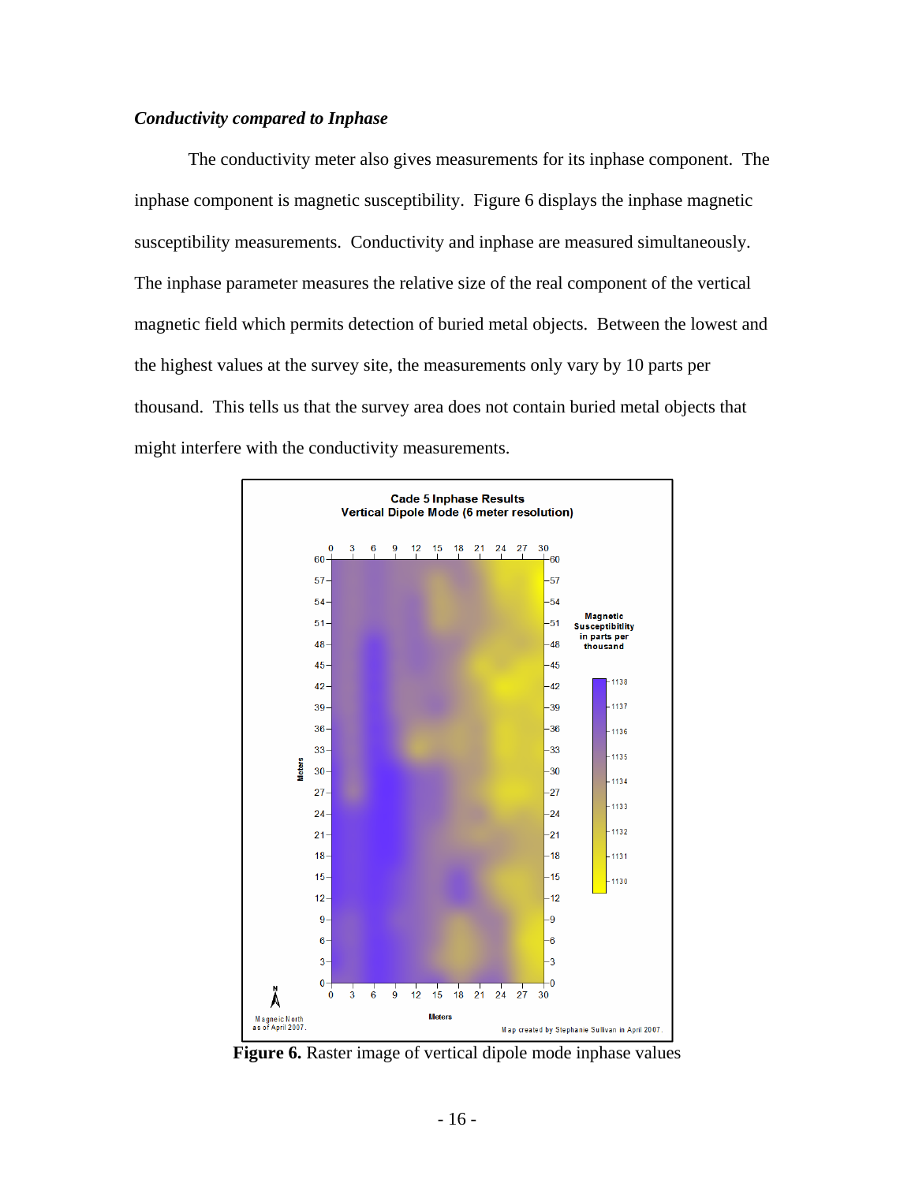*Conductivity compared to Inphase*

The conductivity meter also gives measurements for its inphase component. The inphase component is magnetic susceptibility. Figure 6 displays the inphase magnetic susceptibility measurements. Conductivity and inphase are measured simultaneously. The inphase parameter measures the relative size of the real component of the vertical magnetic field which permits detection of buried metal objects. Between the lowest and the highest values at the survey site, the measurements only vary by 10 parts per thousand. This tells us that the survey area does not contain buried metal objects that might interfere with the conductivity measurements.

**Figure 6.** Raster image of vertical dipole mode inphase values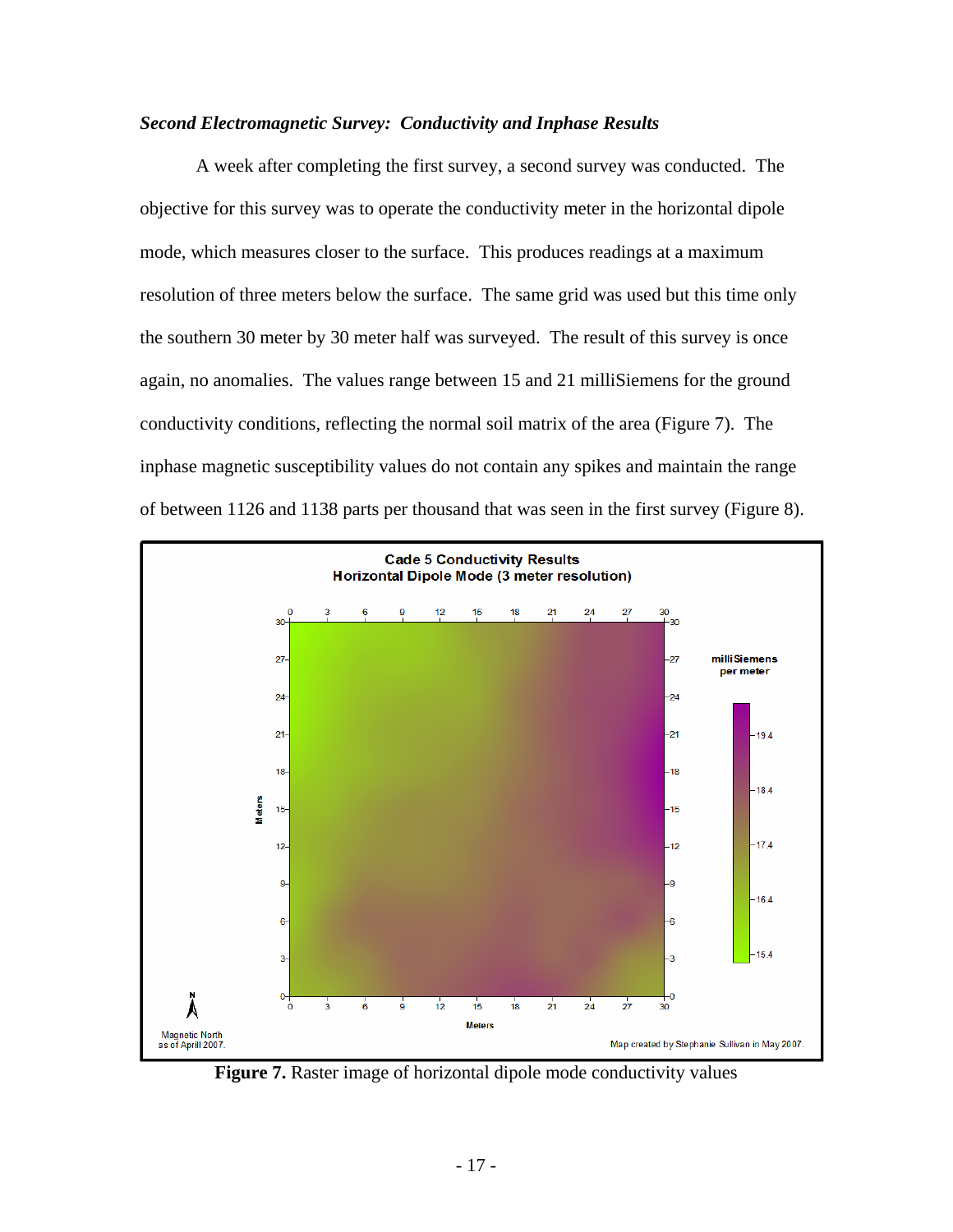### *Second Electromagnetic Survey: Conductivity and Inphase Results*

A week after completing the first survey, a second survey was conducted. The objective for this survey was to operate the conductivity meter in the horizontal dipole mode, which measures closer to the surface. This produces readings at a maximum resolution of three meters below the surface. The same grid was used but this time only the southern 30 meter by 30 meter half was surveyed. The result of this survey is once again, no anomalies. The values range between 15 and 21 milliSiemens for the ground conductivity conditions, reflecting the normal soil matrix of the area (Figure 7). The inphase magnetic susceptibility values do not contain any spikes and maintain the range of between 1126 and 1138 parts per thousand that was seen in the first survey (Figure 8).

**Figure 7.** Raster image of horizontal dipole mode conductivity values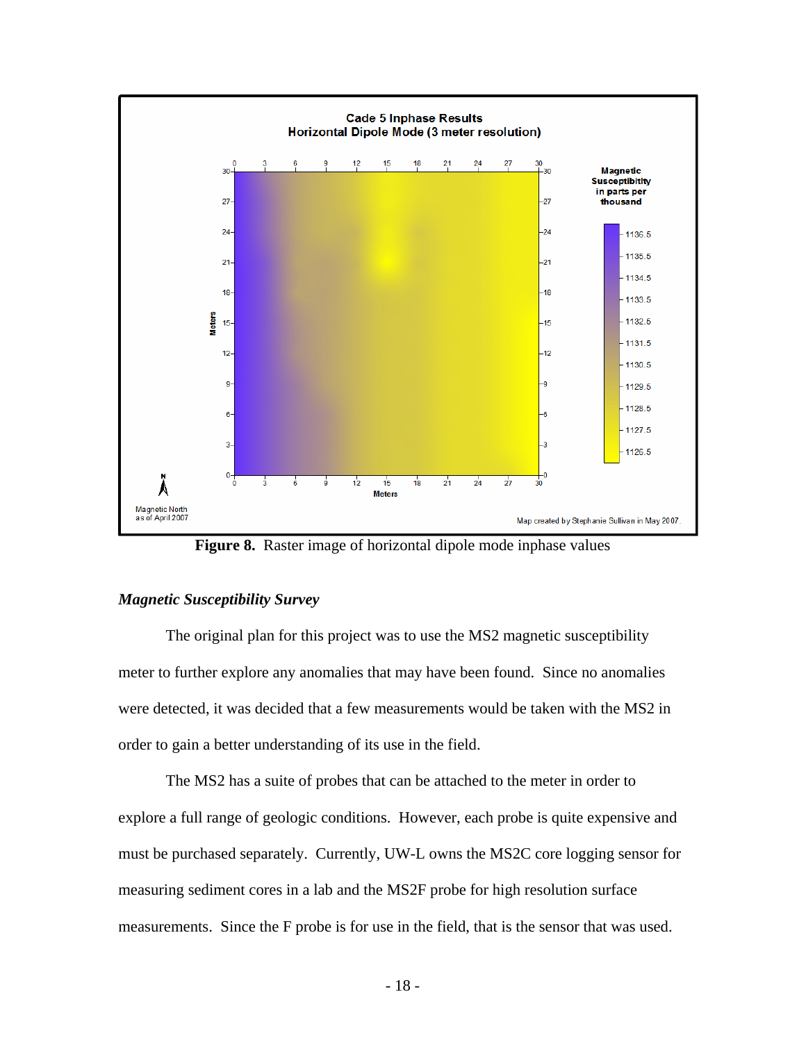**Figure 8.** Raster image of horizontal dipole mode inphase values

### *Magnetic Susceptibility Survey*

The original plan for this project was to use the MS2 magnetic susceptibility meter to further explore any anomalies that may have been found. Since no anomalies were detected, it was decided that a few measurements would be taken with the MS2 in order to gain a better understanding of its use in the field.

The MS2 has a suite of probes that can be attached to the meter in order to explore a full range of geologic conditions. However, each probe is quite expensive and must be purchased separately. Currently, UW-L owns the MS2C core logging sensor for measuring sediment cores in a lab and the MS2F probe for high resolution surface measurements. Since the F probe is for use in the field, that is the sensor that was used.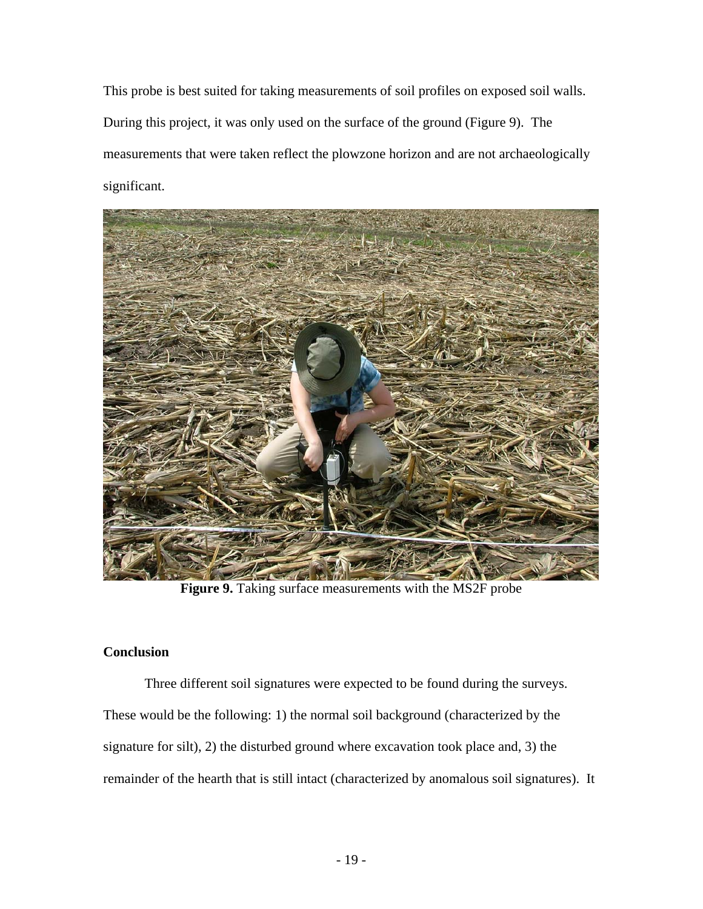This probe is best suited for taking measurements of soil profiles on exposed soil walls. During this project, it was only used on the surface of the ground (Figure 9). The measurements that were taken reflect the plowzone horizon and are not archaeologically significant.

**Figure 9.** Taking surface measurements with the MS2F probe

## Conclusion

Three different soil signatures were expected to be found during the surveys. These would be the following: 1) the normal soil background (characterized by the signature for silt), 2) the disturbed ground where excavation took place and, 3) the remainder of the hearth that is still intact (characterized by anomalous soil signatures). It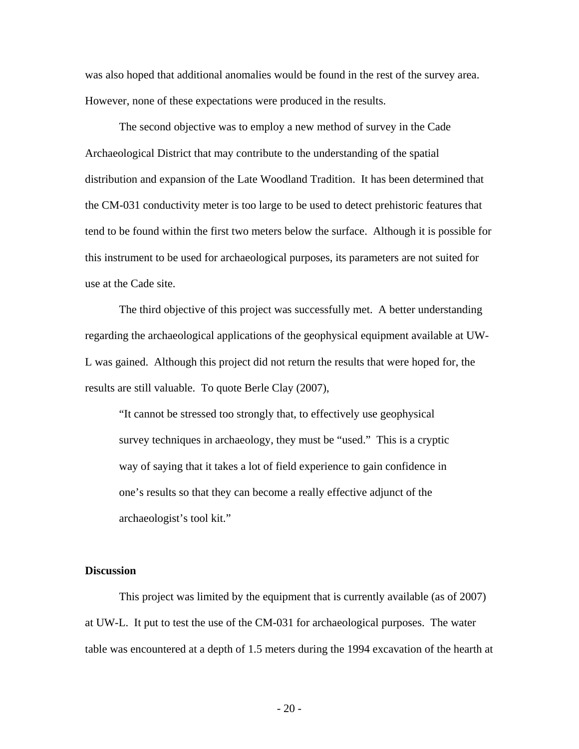was also hoped that additional anomalies would be found in the rest of the survey area. However, none of these expectations were produced in the results.

The second objective was to employ a new method of survey in the Cade Archaeological District that may contribute to the understanding of the spatial distribution and expansion of the Late Woodland Tradition. It has been determined that the CM-031 conductivity meter is too large to be used to detect prehistoric features that tend to be found within the first two meters below the surface. Although it is possible for this instrument to be used for archaeological purposes, its parameters are not suited for use at the Cade site.

The third objective of this project was successfully met. A better understanding regarding the archaeological applications of the geophysical equipment available at UW-L was gained. Although this project did not return the results that were hoped for, the results are still valuable. To quote Berle Clay (2007),

> "It cannot be stressed too strongly that, to effectively use geophysical survey techniques in archaeology, they must be "used." This is a cryptic way of saying that it takes a lot of field experience to gain confidence in one's results so that they can become a really effective adjunct of the archaeologist's tool kit."

**Discussion**

This project was limited by the equipment that is currently available (as of 2007) at UW-L. It put to test the use of the CM-031 for archaeological purposes. The water table was encountered at a depth of 1.5 meters during the 1994 excavation of the hearth at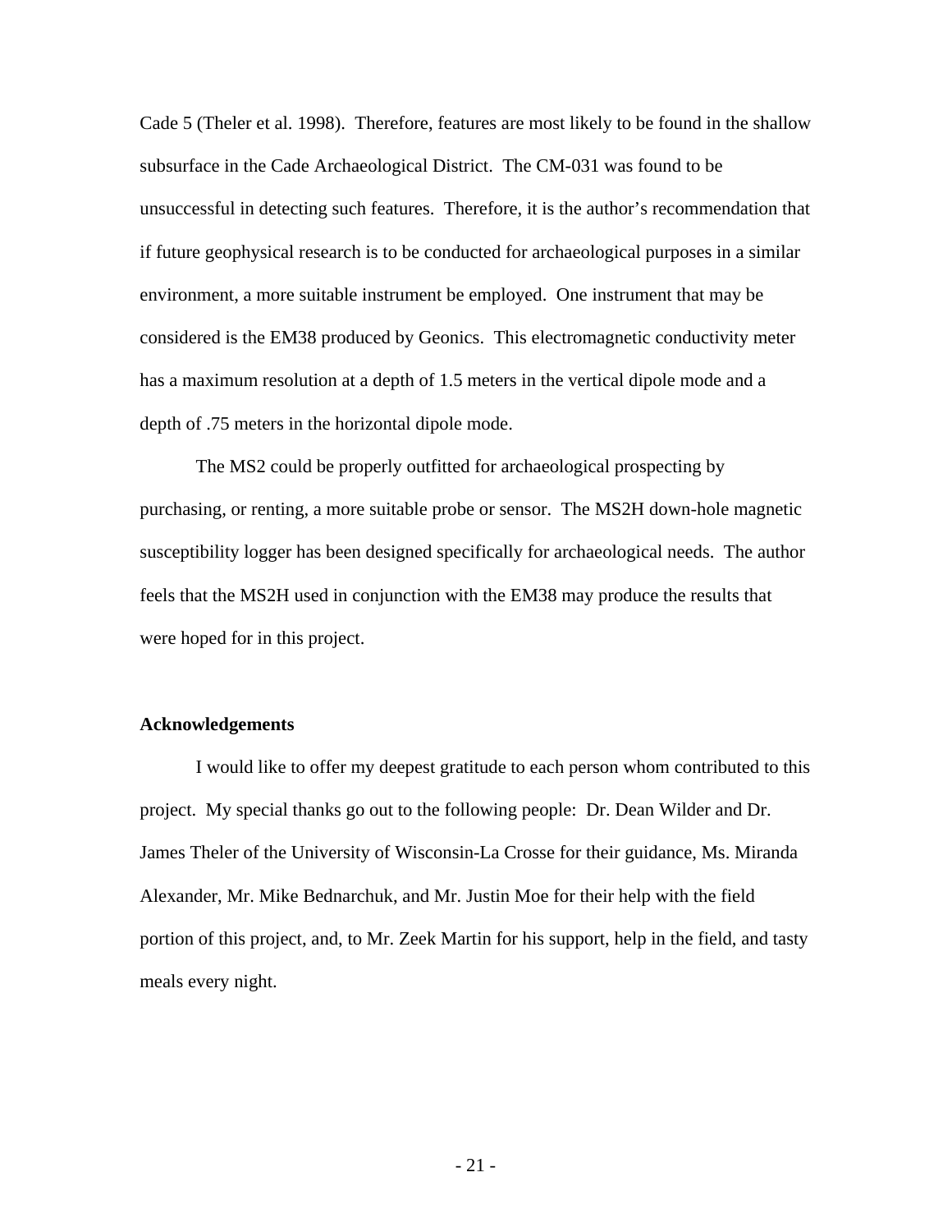Cade 5 (Theler et al. 1998). Therefore, features are most likely to be found in the shallow subsurface in the Cade Archaeological District. The CM-031 was found to be unsuccessful in detecting such features. Therefore, it is the author's recommendation that if future geophysical research is to be conducted for archaeological purposes in a similar environment, a more suitable instrument be employed. One instrument that may be considered is the EM38 produced by Geonics. This electromagnetic conductivity meter has a maximum resolution at a depth of 1.5 meters in the vertical dipole mode and a depth of .75 meters in the horizontal dipole mode.

The MS2 could be properly outfitted for archaeological prospecting by purchasing, or renting, a more suitable probe or sensor. The MS2H down-hole magnetic susceptibility logger has been designed specifically for archaeological needs. The author feels that the MS2H used in conjunction with the EM38 may produce the results that were hoped for in this project.

**Acknowledgements**

I would like to offer my deepest gratitude to each person whom contributed to this project. My special thanks go out to the following people: Dr. Dean Wilder and Dr. James Theler of the University of Wisconsin-La Crosse for their guidance, Ms. Miranda Alexander, Mr. Mike Bednarchuk, and Mr. Justin Moe for their help with the field portion of this project, and, to Mr. Zeek Martin for his support, help in the field, and tasty meals every night.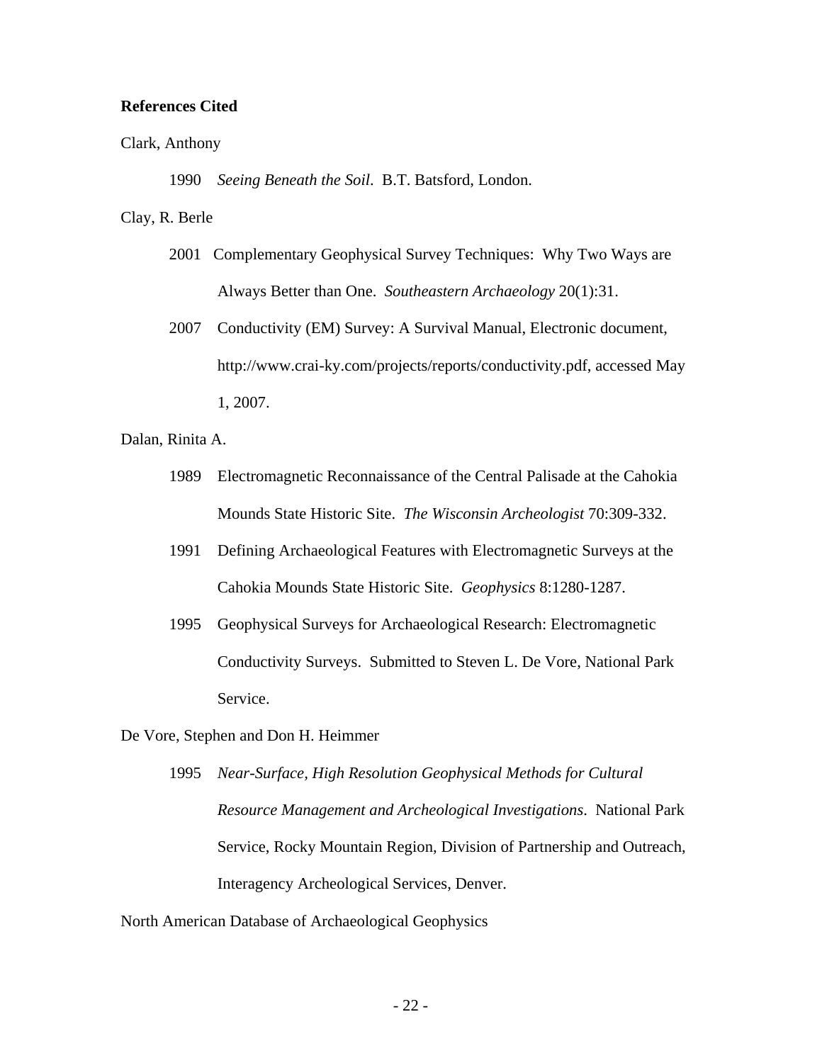**References Cited**

Clark, Anthony

1990 *Seeing Beneath the Soil*. B.T. Batsford, London.

Clay, R. Berle

2001 Complementary Geophysical Survey Techniques: Why Two Ways are Always Better than One. *Southeastern Archaeology* 20(1):31.

2007 Conductivity (EM) Survey: A Survival Manual, Electronic document, http://www.crai-ky.com/projects/reports/conductivity.pdf, accessed May 1, 2007.

Dalan, Rinita A.

1989 Electromagnetic Reconnaissance of the Central Palisade at the Cahokia Mounds State Historic Site. *The Wisconsin Archeologist* 70:309-332.

1991 Defining Archaeological Features with Electromagnetic Surveys at the Cahokia Mounds State Historic Site. *Geophysics* 8:1280-1287.

1995 Geophysical Surveys for Archaeological Research: Electromagnetic Conductivity Surveys. Submitted to Steven L. De Vore, National Park Service.

De Vore, Stephen and Don H. Heimmer

1995 *Near-Surface, High Resolution Geophysical Methods for Cultural Resource Management and Archeological Investigations*. National Park Service, Rocky Mountain Region, Division of Partnership and Outreach, Interagency Archeological Services, Denver.

North American Database of Archaeological Geophysics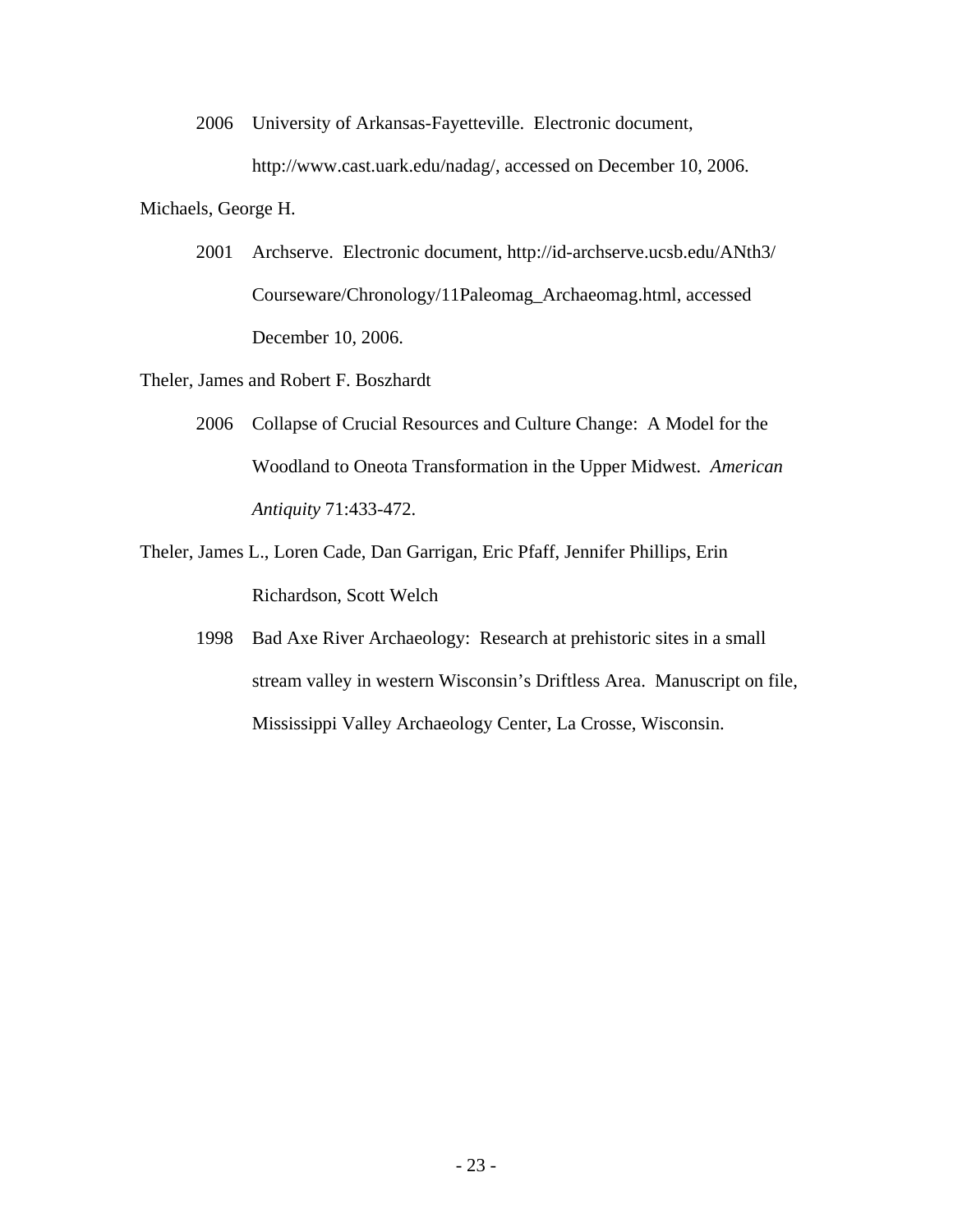2006 University of Arkansas-Fayetteville. Electronic document, http://www.cast.uark.edu/nadag/, accessed on December 10, 2006.

Michaels, George H.

2001 Archserve. Electronic document, http://id-archserve.ucsb.edu/ANth3/Courseware/Chronology/11Paleomag_Archaeomag.html, accessed December 10, 2006.

Theler, James and Robert F. Boszhardt

2006 Collapse of Crucial Resources and Culture Change: A Model for the Woodland to Oneota Transformation in the Upper Midwest. *American Antiquity* 71:433-472.

Theler, James L., Loren Cade, Dan Garrigan, Eric Pfaff, Jennifer Phillips, Erin Richardson, Scott Welch

1998 Bad Axe River Archaeology: Research at prehistoric sites in a small stream valley in western Wisconsin's Driftless Area. Manuscript on file, Mississippi Valley Archaeology Center, La Crosse, Wisconsin.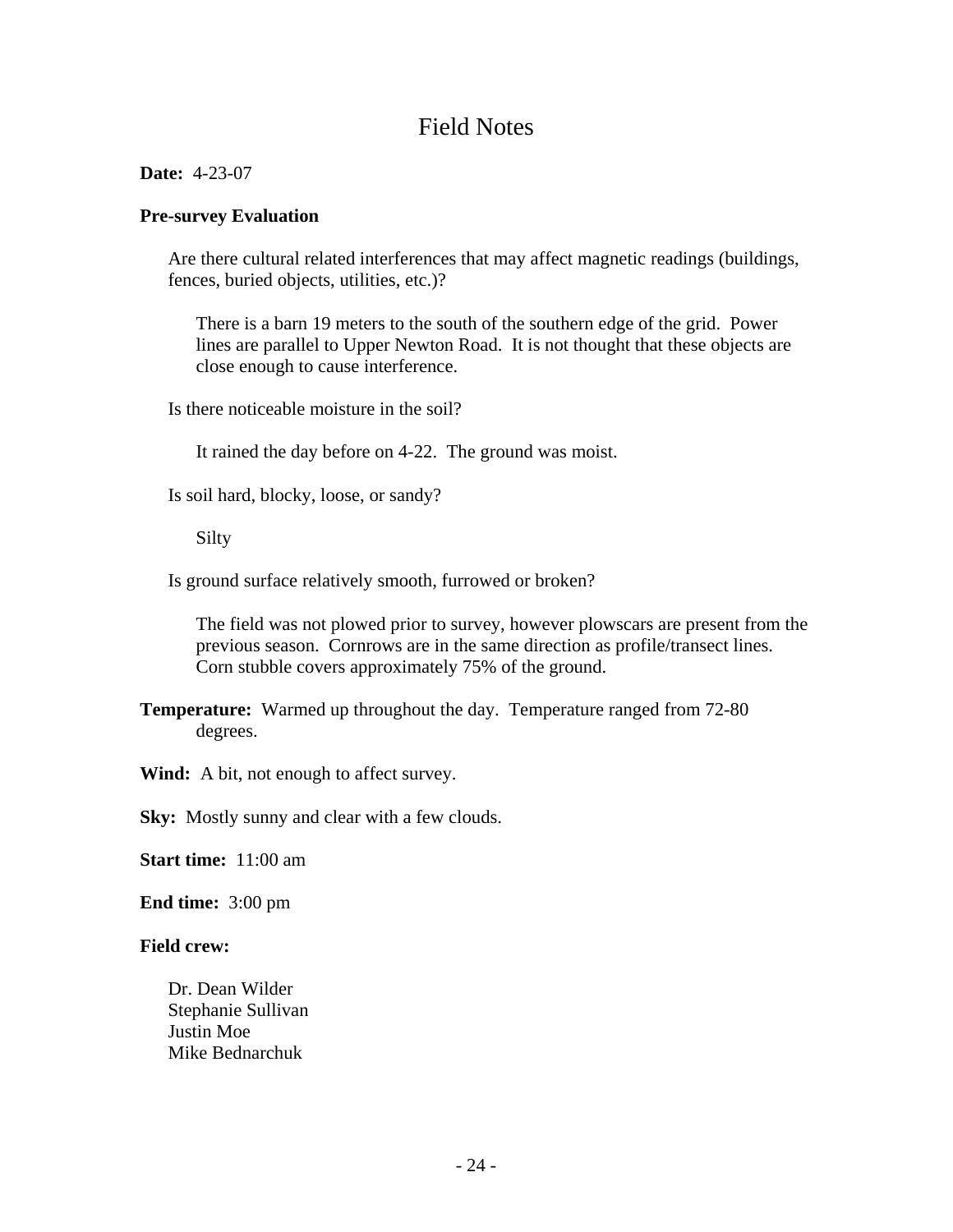# Field Notes

**Date:** 4-23-07

**Pre-survey Evaluation**

Are there cultural related interferences that may affect magnetic readings (buildings, fences, buried objects, utilities, etc.)?

There is a barn 19 meters to the south of the southern edge of the grid. Power lines are parallel to Upper Newton Road. It is not thought that these objects are close enough to cause interference.

Is there noticeable moisture in the soil?

It rained the day before on 4-22. The ground was moist.

Is soil hard, blocky, loose, or sandy?

Silty

Is ground surface relatively smooth, furrowed or broken?

The field was not plowed prior to survey, however plowscars are present from the previous season. Cornrows are in the same direction as profile/transect lines. Corn stubble covers approximately 75% of the ground.

**Temperature:** Warmed up throughout the day. Temperature ranged from 72-80 degrees.

**Wind:** A bit, not enough to affect survey.

**Sky:** Mostly sunny and clear with a few clouds.

**Start time:** 11:00 am

**End time:** 3:00 pm

**Field crew:**

Dr. Dean Wilder
Stephanie Sullivan
Justin Moe
Mike Bednarchuk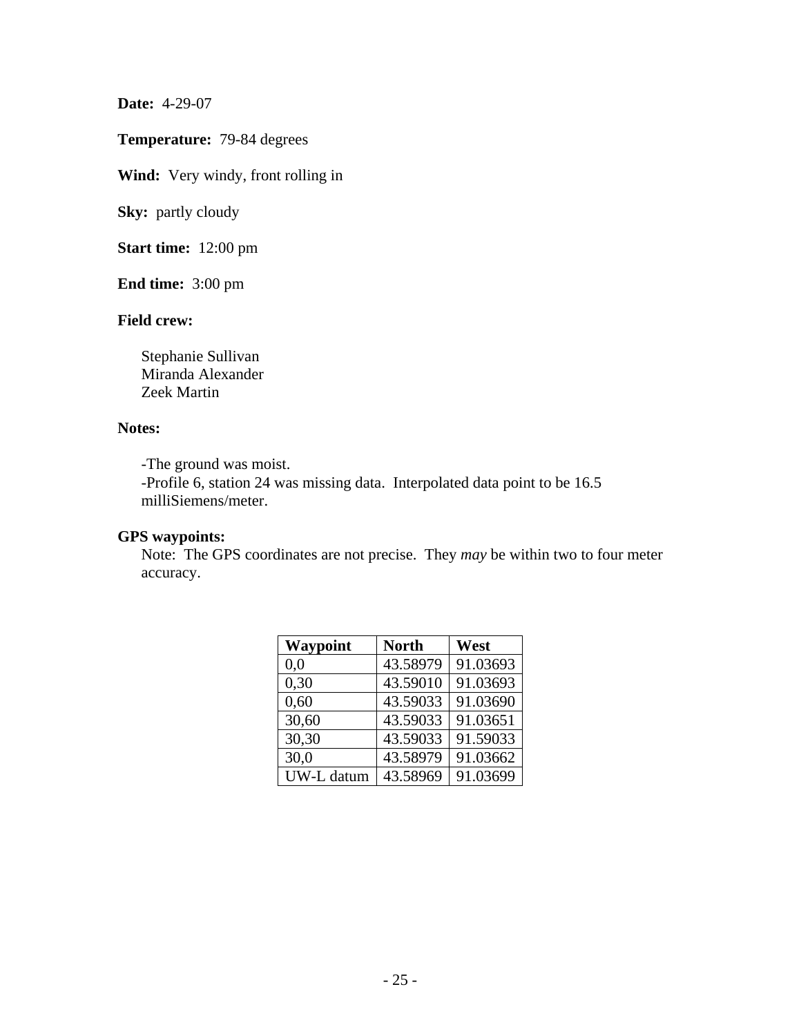**Date:** 4-29-07

**Temperature:** 79-84 degrees

**Wind:** Very windy, front rolling in

**Sky:** partly cloudy

**Start time:** 12:00 pm

**End time:** 3:00 pm

**Field crew:**

Stephanie Sullivan
Miranda Alexander
Zeek Martin

**Notes:**

-The ground was moist.
-Profile 6, station 24 was missing data. Interpolated data point to be 16.5 milliSiemens/meter.

**GPS waypoints:**

Note: The GPS coordinates are not precise. They *may* be within two to four meter accuracy.

| Waypoint | North | West |
| --- | --- | --- |
| 0,0 | 43.58979 | 91.03693 |
| 0,30 | 43.59010 | 91.03693 |
| 0,60 | 43.59033 | 91.03690 |
| 30,60 | 43.59033 | 91.03651 |
| 30,30 | 43.59033 | 91.59033 |
| 30,0 | 43.58979 | 91.03662 |
| UW-L datum | 43.58969 | 91.03699 |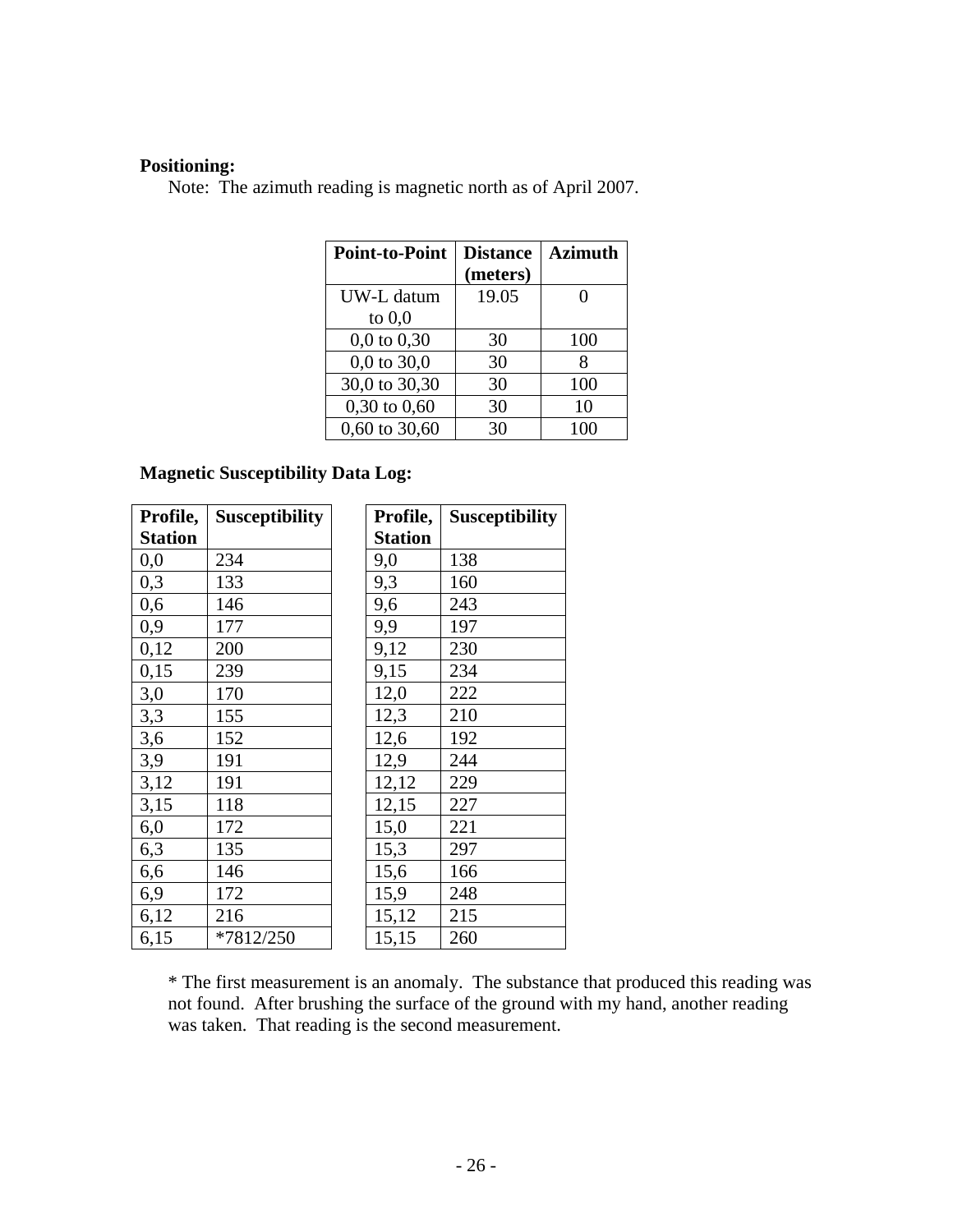**Positioning:**

Note: The azimuth reading is magnetic north as of April 2007.

| Point-to-Point | Distance (meters) | Azimuth |
|---|---|---|
| UW-L datum to 0,0 | 19.05 | 0 |
| 0,0 to 0,30 | 30 | 100 |
| 0,0 to 30,0 | 30 | 8 |
| 30,0 to 30,30 | 30 | 100 |
| 0,30 to 0,60 | 30 | 10 |
| 0,60 to 30,60 | 30 | 100 |

**Magnetic Susceptibility Data Log:**

| Profile, Station | Susceptibility |
|---|---|
| 0,0 | 234 |
| 0,3 | 133 |
| 0,6 | 146 |
| 0,9 | 177 |
| 0,12 | 200 |
| 0,15 | 239 |
| 3,0 | 170 |
| 3,3 | 155 |
| 3,6 | 152 |
| 3,9 | 191 |
| 3,12 | 191 |
| 3,15 | 118 |
| 6,0 | 172 |
| 6,3 | 135 |
| 6,6 | 146 |
| 6,9 | 172 |
| 6,12 | 216 |
| 6,15 | *7812/250 |

| Profile, Station | Susceptibility |
|---|---|
| 9,0 | 138 |
| 9,3 | 160 |
| 9,6 | 243 |
| 9,9 | 197 |
| 9,12 | 230 |
| 9,15 | 234 |
| 12,0 | 222 |
| 12,3 | 210 |
| 12,6 | 192 |
| 12,9 | 244 |
| 12,12 | 229 |
| 12,15 | 227 |
| 15,0 | 221 |
| 15,3 | 297 |
| 15,6 | 166 |
| 15,9 | 248 |
| 15,12 | 215 |
| 15,15 | 260 |

* The first measurement is an anomaly. The substance that produced this reading was not found. After brushing the surface of the ground with my hand, another reading was taken. That reading is the second measurement.